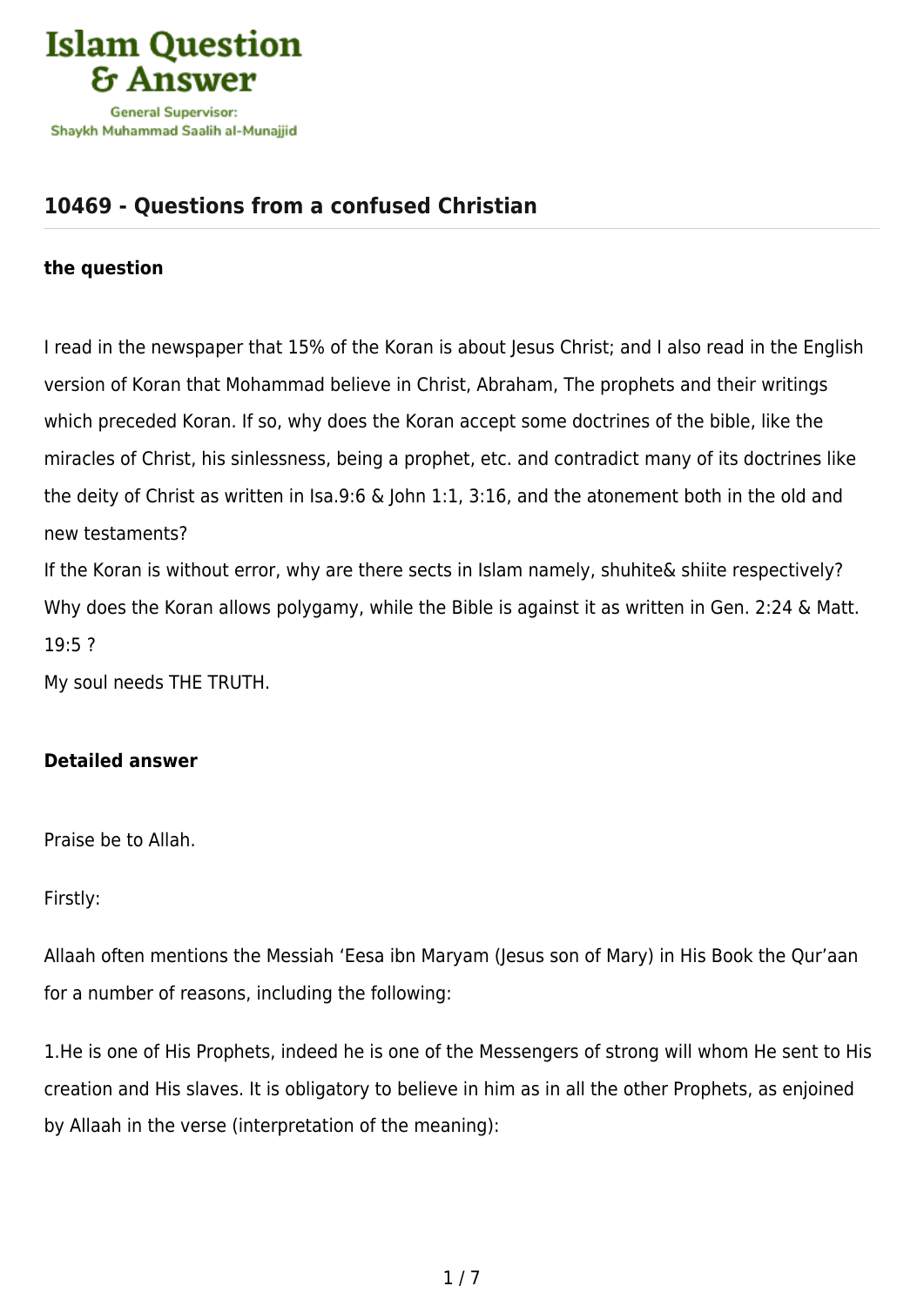# Islam Question & Answer

General Supervisor:
Shaykh Muhammad Saalih al-Munajjid

## 10469 - Questions from a confused Christian

### the question

I read in the newspaper that 15% of the Koran is about Jesus Christ; and I also read in the English version of Koran that Mohammad believe in Christ, Abraham, The prophets and their writings which preceded Koran. If so, why does the Koran accept some doctrines of the bible, like the miracles of Christ, his sinlessness, being a prophet, etc. and contradict many of its doctrines like the deity of Christ as written in Isa.9:6 & John 1:1, 3:16, and the atonement both in the old and new testaments?

If the Koran is without error, why are there sects in Islam namely, shuhite& shiite respectively?

Why does the Koran allows polygamy, while the Bible is against it as written in Gen. 2:24 & Matt. 19:5 ?

My soul needs THE TRUTH.

### Detailed answer

Praise be to Allah.

Firstly:

Allaah often mentions the Messiah 'Eesa ibn Maryam (Jesus son of Mary) in His Book the Qur'aan for a number of reasons, including the following:

1.He is one of His Prophets, indeed he is one of the Messengers of strong will whom He sent to His creation and His slaves. It is obligatory to believe in him as in all the other Prophets, as enjoined by Allaah in the verse (interpretation of the meaning):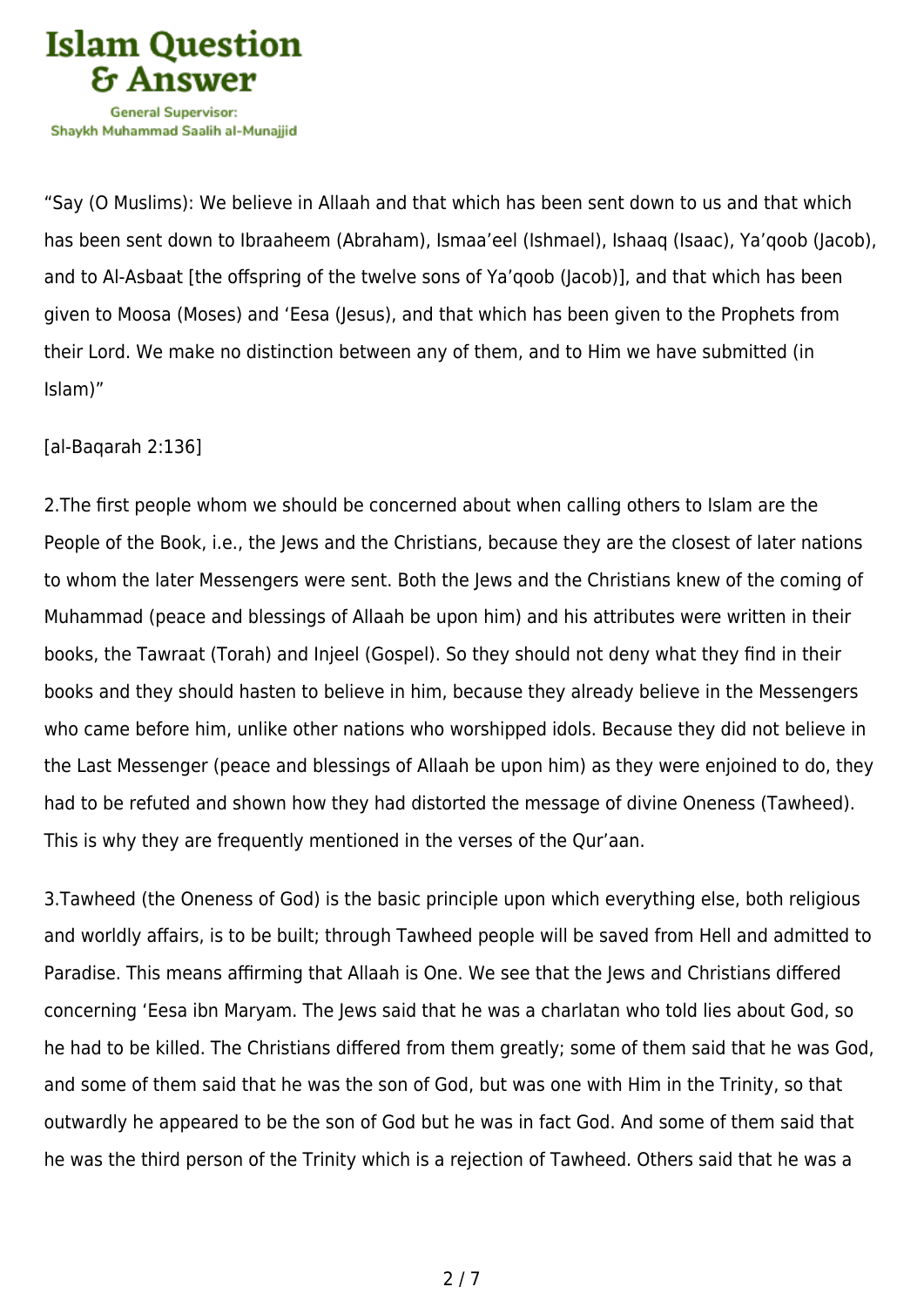"Say (O Muslims): We believe in Allaah and that which has been sent down to us and that which has been sent down to Ibraaheem (Abraham), Ismaa'eel (Ishmael), Ishaaq (Isaac), Ya'qoob (Jacob), and to Al-Asbaat [the offspring of the twelve sons of Ya'qoob (Jacob)], and that which has been given to Moosa (Moses) and 'Eesa (Jesus), and that which has been given to the Prophets from their Lord. We make no distinction between any of them, and to Him we have submitted (in Islam)"

[al-Baqarah 2:136]

2.The first people whom we should be concerned about when calling others to Islam are the People of the Book, i.e., the Jews and the Christians, because they are the closest of later nations to whom the later Messengers were sent. Both the Jews and the Christians knew of the coming of Muhammad (peace and blessings of Allaah be upon him) and his attributes were written in their books, the Tawraat (Torah) and Injeel (Gospel). So they should not deny what they find in their books and they should hasten to believe in him, because they already believe in the Messengers who came before him, unlike other nations who worshipped idols. Because they did not believe in the Last Messenger (peace and blessings of Allaah be upon him) as they were enjoined to do, they had to be refuted and shown how they had distorted the message of divine Oneness (Tawheed). This is why they are frequently mentioned in the verses of the Qur'aan.

3.Tawheed (the Oneness of God) is the basic principle upon which everything else, both religious and worldly affairs, is to be built; through Tawheed people will be saved from Hell and admitted to Paradise. This means affirming that Allaah is One. We see that the Jews and Christians differed concerning 'Eesa ibn Maryam. The Jews said that he was a charlatan who told lies about God, so he had to be killed. The Christians differed from them greatly; some of them said that he was God, and some of them said that he was the son of God, but was one with Him in the Trinity, so that outwardly he appeared to be the son of God but he was in fact God. And some of them said that he was the third person of the Trinity which is a rejection of Tawheed. Others said that he was a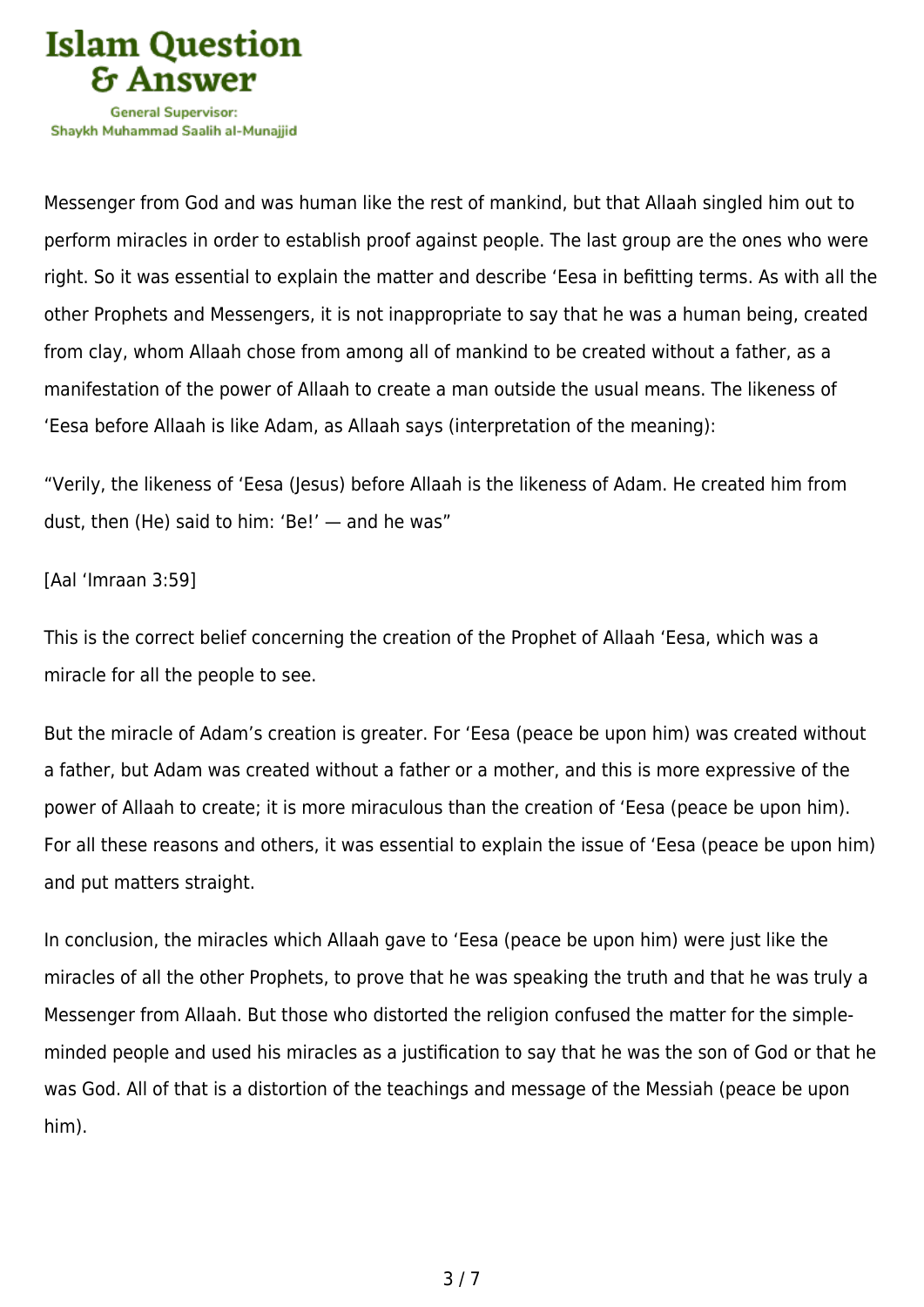Messenger from God and was human like the rest of mankind, but that Allaah singled him out to perform miracles in order to establish proof against people. The last group are the ones who were right. So it was essential to explain the matter and describe 'Eesa in befitting terms. As with all the other Prophets and Messengers, it is not inappropriate to say that he was a human being, created from clay, whom Allaah chose from among all of mankind to be created without a father, as a manifestation of the power of Allaah to create a man outside the usual means. The likeness of 'Eesa before Allaah is like Adam, as Allaah says (interpretation of the meaning):

"Verily, the likeness of 'Eesa (Jesus) before Allaah is the likeness of Adam. He created him from dust, then (He) said to him: 'Be!' — and he was"

[Aal 'Imraan 3:59]

This is the correct belief concerning the creation of the Prophet of Allaah 'Eesa, which was a miracle for all the people to see.

But the miracle of Adam's creation is greater. For 'Eesa (peace be upon him) was created without a father, but Adam was created without a father or a mother, and this is more expressive of the power of Allaah to create; it is more miraculous than the creation of 'Eesa (peace be upon him). For all these reasons and others, it was essential to explain the issue of 'Eesa (peace be upon him) and put matters straight.

In conclusion, the miracles which Allaah gave to 'Eesa (peace be upon him) were just like the miracles of all the other Prophets, to prove that he was speaking the truth and that he was truly a Messenger from Allaah. But those who distorted the religion confused the matter for the simple-minded people and used his miracles as a justification to say that he was the son of God or that he was God. All of that is a distortion of the teachings and message of the Messiah (peace be upon him).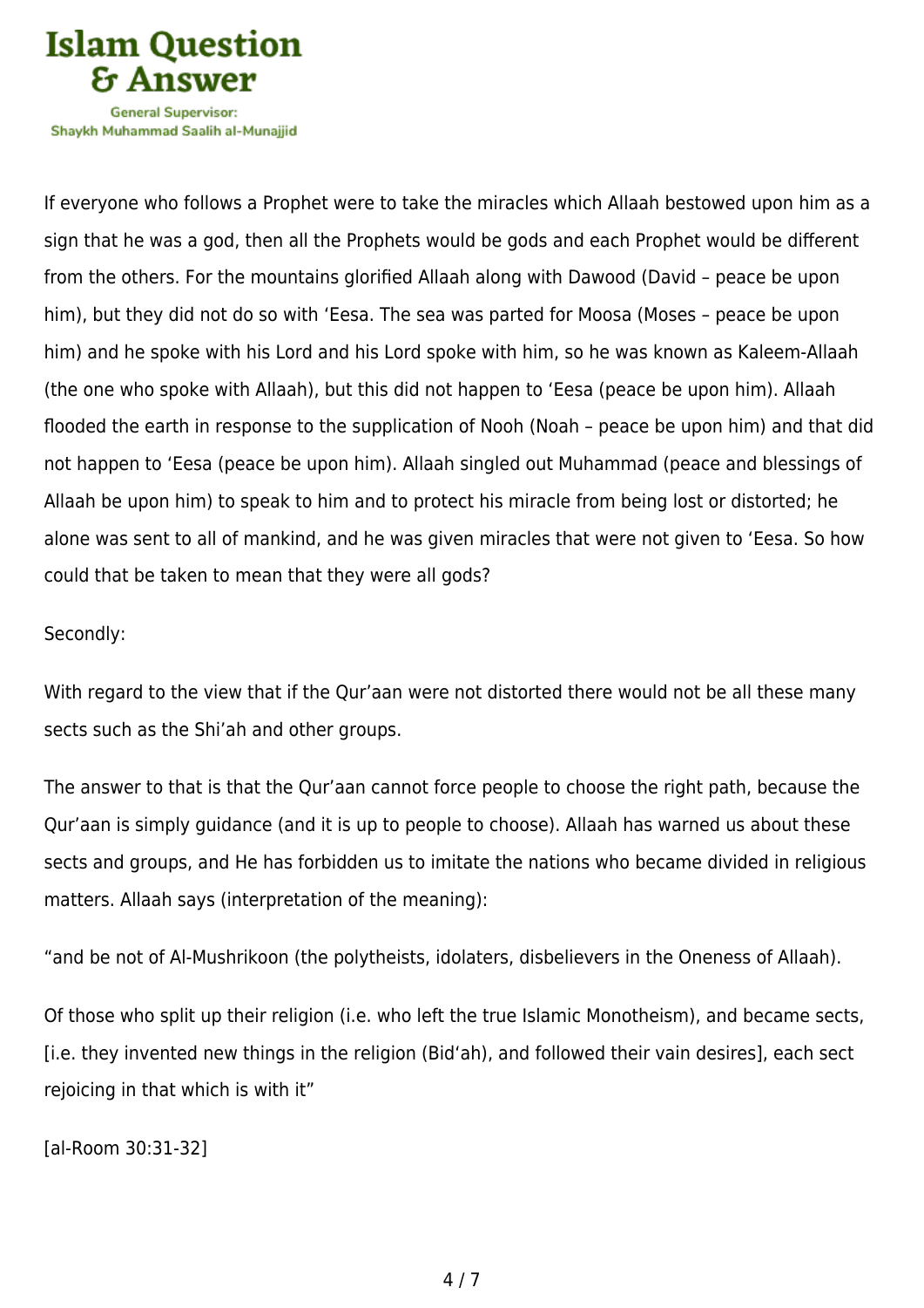If everyone who follows a Prophet were to take the miracles which Allaah bestowed upon him as a sign that he was a god, then all the Prophets would be gods and each Prophet would be different from the others. For the mountains glorified Allaah along with Dawood (David – peace be upon him), but they did not do so with 'Eesa. The sea was parted for Moosa (Moses – peace be upon him) and he spoke with his Lord and his Lord spoke with him, so he was known as Kaleem-Allaah (the one who spoke with Allaah), but this did not happen to 'Eesa (peace be upon him). Allaah flooded the earth in response to the supplication of Nooh (Noah – peace be upon him) and that did not happen to 'Eesa (peace be upon him). Allaah singled out Muhammad (peace and blessings of Allaah be upon him) to speak to him and to protect his miracle from being lost or distorted; he alone was sent to all of mankind, and he was given miracles that were not given to 'Eesa. So how could that be taken to mean that they were all gods?

Secondly:

With regard to the view that if the Qur'aan were not distorted there would not be all these many sects such as the Shi'ah and other groups.

The answer to that is that the Qur'aan cannot force people to choose the right path, because the Qur'aan is simply guidance (and it is up to people to choose). Allaah has warned us about these sects and groups, and He has forbidden us to imitate the nations who became divided in religious matters. Allaah says (interpretation of the meaning):

"and be not of Al-Mushrikoon (the polytheists, idolaters, disbelievers in the Oneness of Allaah).

Of those who split up their religion (i.e. who left the true Islamic Monotheism), and became sects, [i.e. they invented new things in the religion (Bid'ah), and followed their vain desires], each sect rejoicing in that which is with it"

[al-Room 30:31-32]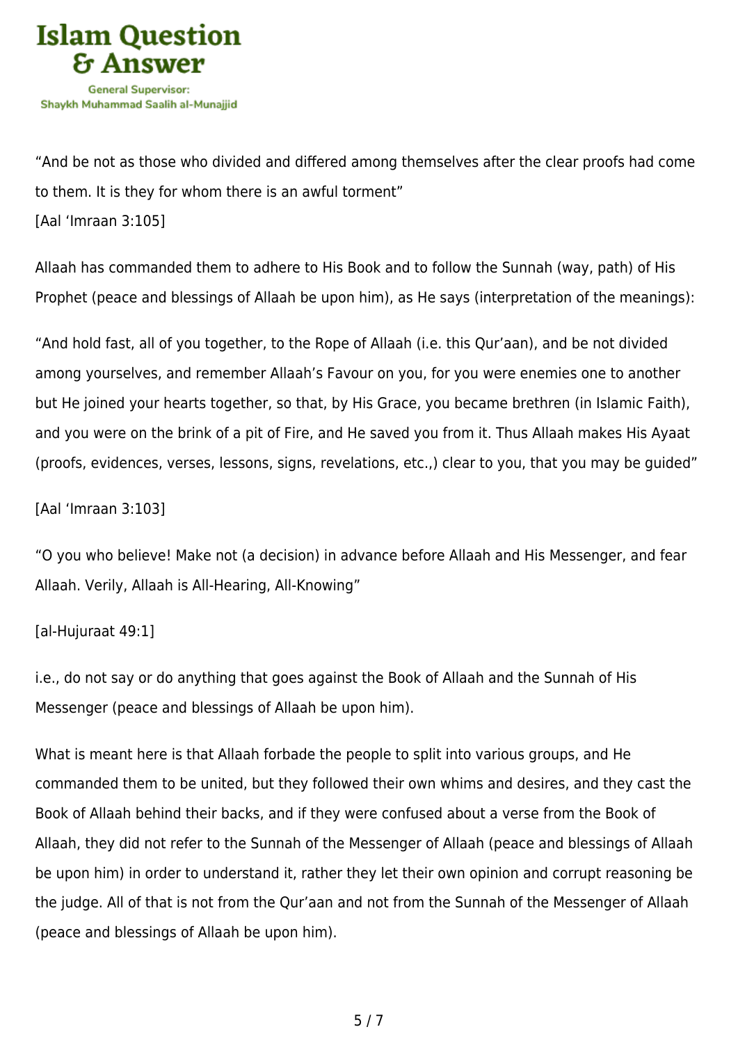"And be not as those who divided and differed among themselves after the clear proofs had come to them. It is they for whom there is an awful torment"
[Aal 'Imraan 3:105]

Allaah has commanded them to adhere to His Book and to follow the Sunnah (way, path) of His Prophet (peace and blessings of Allaah be upon him), as He says (interpretation of the meanings):

"And hold fast, all of you together, to the Rope of Allaah (i.e. this Qur'aan), and be not divided among yourselves, and remember Allaah's Favour on you, for you were enemies one to another but He joined your hearts together, so that, by His Grace, you became brethren (in Islamic Faith), and you were on the brink of a pit of Fire, and He saved you from it. Thus Allaah makes His Ayaat (proofs, evidences, verses, lessons, signs, revelations, etc.,) clear to you, that you may be guided"

[Aal 'Imraan 3:103]

"O you who believe! Make not (a decision) in advance before Allaah and His Messenger, and fear Allaah. Verily, Allaah is All-Hearing, All-Knowing"

[al-Hujuraat 49:1]

i.e., do not say or do anything that goes against the Book of Allaah and the Sunnah of His Messenger (peace and blessings of Allaah be upon him).

What is meant here is that Allaah forbade the people to split into various groups, and He commanded them to be united, but they followed their own whims and desires, and they cast the Book of Allaah behind their backs, and if they were confused about a verse from the Book of Allaah, they did not refer to the Sunnah of the Messenger of Allaah (peace and blessings of Allaah be upon him) in order to understand it, rather they let their own opinion and corrupt reasoning be the judge. All of that is not from the Qur'aan and not from the Sunnah of the Messenger of Allaah (peace and blessings of Allaah be upon him).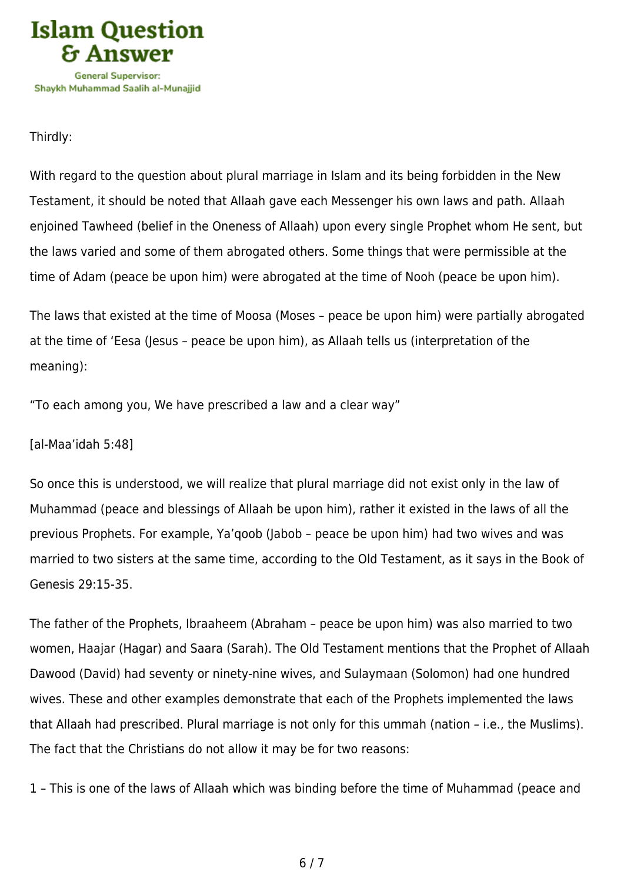Thirdly:

With regard to the question about plural marriage in Islam and its being forbidden in the New Testament, it should be noted that Allaah gave each Messenger his own laws and path. Allaah enjoined Tawheed (belief in the Oneness of Allaah) upon every single Prophet whom He sent, but the laws varied and some of them abrogated others. Some things that were permissible at the time of Adam (peace be upon him) were abrogated at the time of Nooh (peace be upon him).

The laws that existed at the time of Moosa (Moses – peace be upon him) were partially abrogated at the time of 'Eesa (Jesus – peace be upon him), as Allaah tells us (interpretation of the meaning):

"To each among you, We have prescribed a law and a clear way"

[al-Maa'idah 5:48]

So once this is understood, we will realize that plural marriage did not exist only in the law of Muhammad (peace and blessings of Allaah be upon him), rather it existed in the laws of all the previous Prophets. For example, Ya'qoob (Jabob – peace be upon him) had two wives and was married to two sisters at the same time, according to the Old Testament, as it says in the Book of Genesis 29:15-35.

The father of the Prophets, Ibraaheem (Abraham – peace be upon him) was also married to two women, Haajar (Hagar) and Saara (Sarah). The Old Testament mentions that the Prophet of Allaah Dawood (David) had seventy or ninety-nine wives, and Sulaymaan (Solomon) had one hundred wives. These and other examples demonstrate that each of the Prophets implemented the laws that Allaah had prescribed. Plural marriage is not only for this ummah (nation – i.e., the Muslims). The fact that the Christians do not allow it may be for two reasons:

1 – This is one of the laws of Allaah which was binding before the time of Muhammad (peace and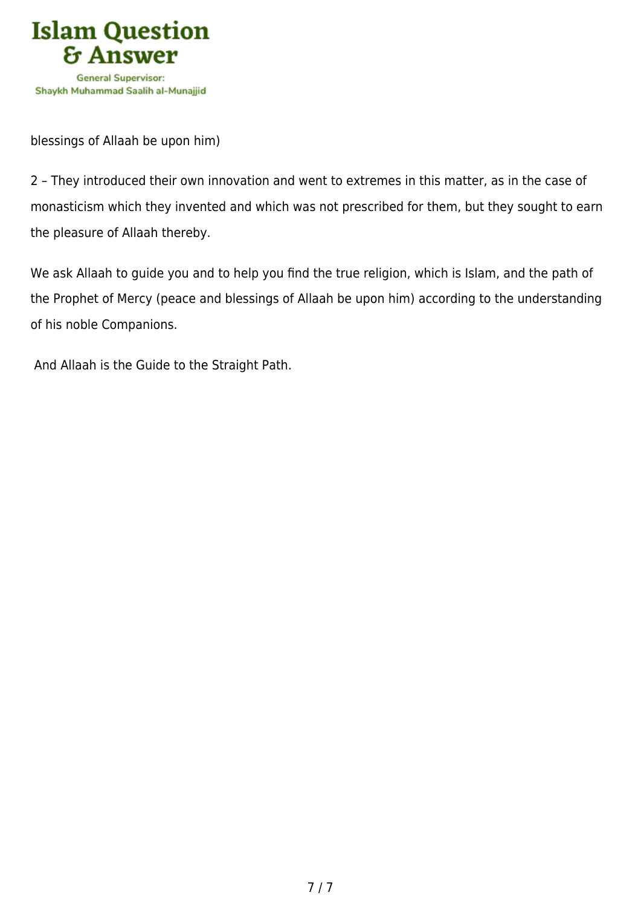blessings of Allaah be upon him)

2 – They introduced their own innovation and went to extremes in this matter, as in the case of monasticism which they invented and which was not prescribed for them, but they sought to earn the pleasure of Allaah thereby.

We ask Allaah to guide you and to help you find the true religion, which is Islam, and the path of the Prophet of Mercy (peace and blessings of Allaah be upon him) according to the understanding of his noble Companions.

And Allaah is the Guide to the Straight Path.